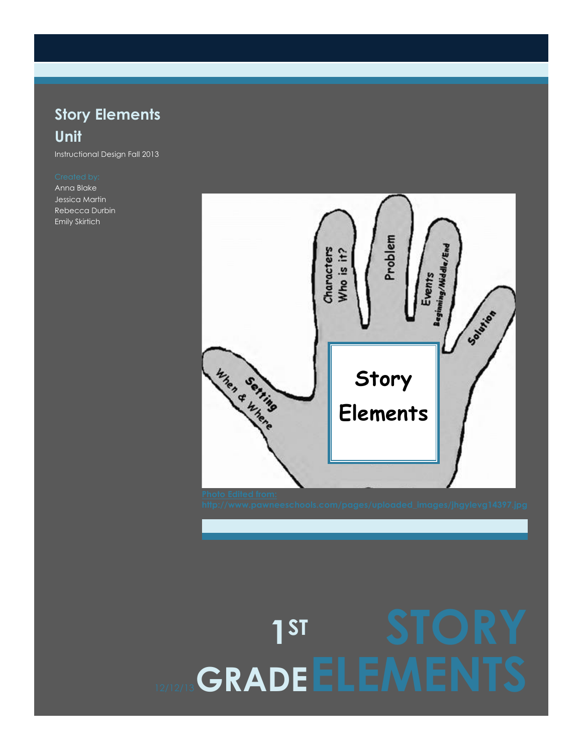# Story Elements Unit

Instructional Design Fall 2013

Created by:

Anna Blake
Jessica Martin
Rebecca Durbin
Emily Skirtich

Characters Who is it?

Problem

Events Beginning/Middle/End

Solution

Setting When & Where

Story Elements

Photo Edited from: http://www.pawneeschools.com/pages/uploaded_images/jhgylevg14397.jpg

# 1ST GRADE STORY ELEMENTS

12/12/13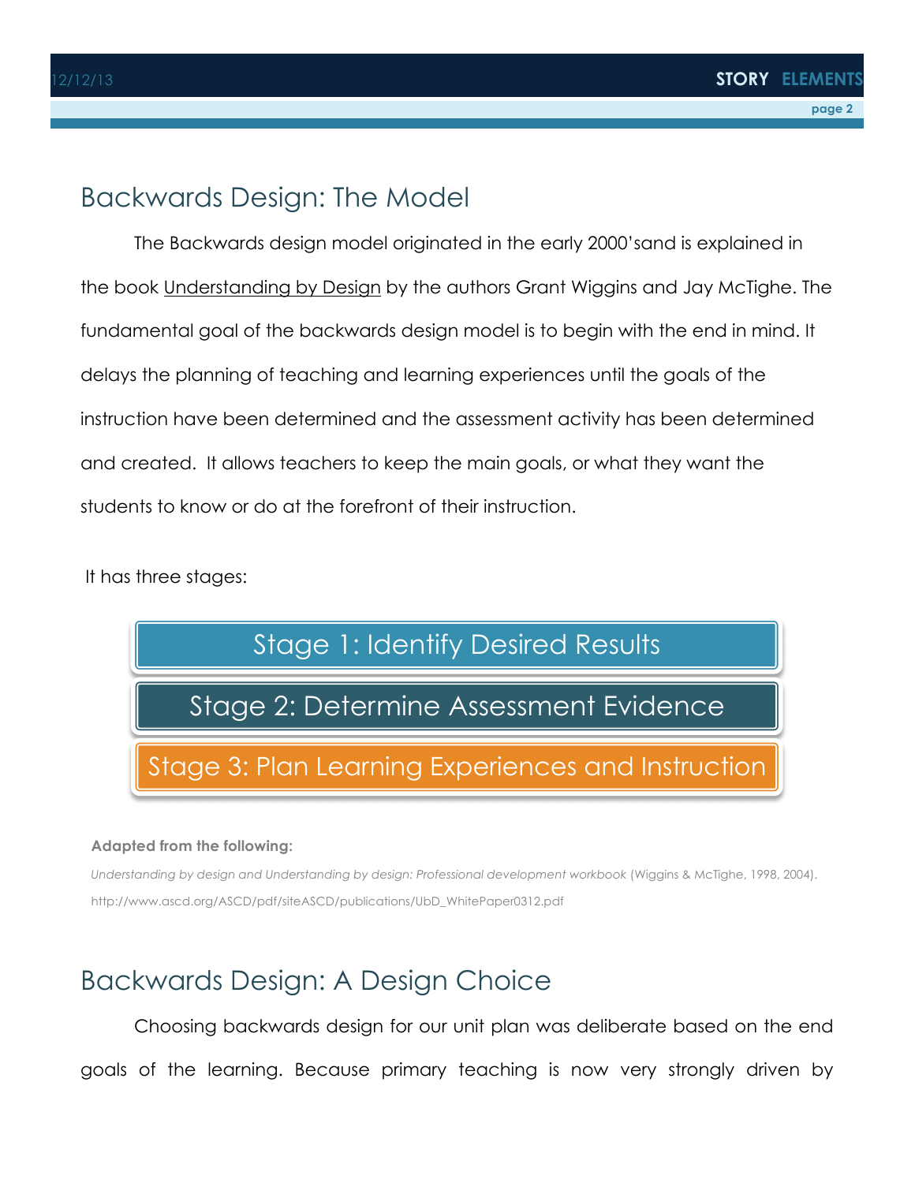## Backwards Design: The Model

The Backwards design model originated in the early 2000'sand is explained in the book Understanding by Design by the authors Grant Wiggins and Jay McTighe. The fundamental goal of the backwards design model is to begin with the end in mind. It delays the planning of teaching and learning experiences until the goals of the instruction have been determined and the assessment activity has been determined and created. It allows teachers to keep the main goals, or what they want the students to know or do at the forefront of their instruction.

It has three stages:

Stage 1: Identify Desired Results

Stage 2: Determine Assessment Evidence

Stage 3: Plan Learning Experiences and Instruction

**Adapted from the following:**

*Understanding by design and Understanding by design: Professional development workbook* (Wiggins & McTighe, 1998, 2004). http://www.ascd.org/ASCD/pdf/siteASCD/publications/UbD_WhitePaper0312.pdf

## Backwards Design: A Design Choice

Choosing backwards design for our unit plan was deliberate based on the end goals of the learning. Because primary teaching is now very strongly driven by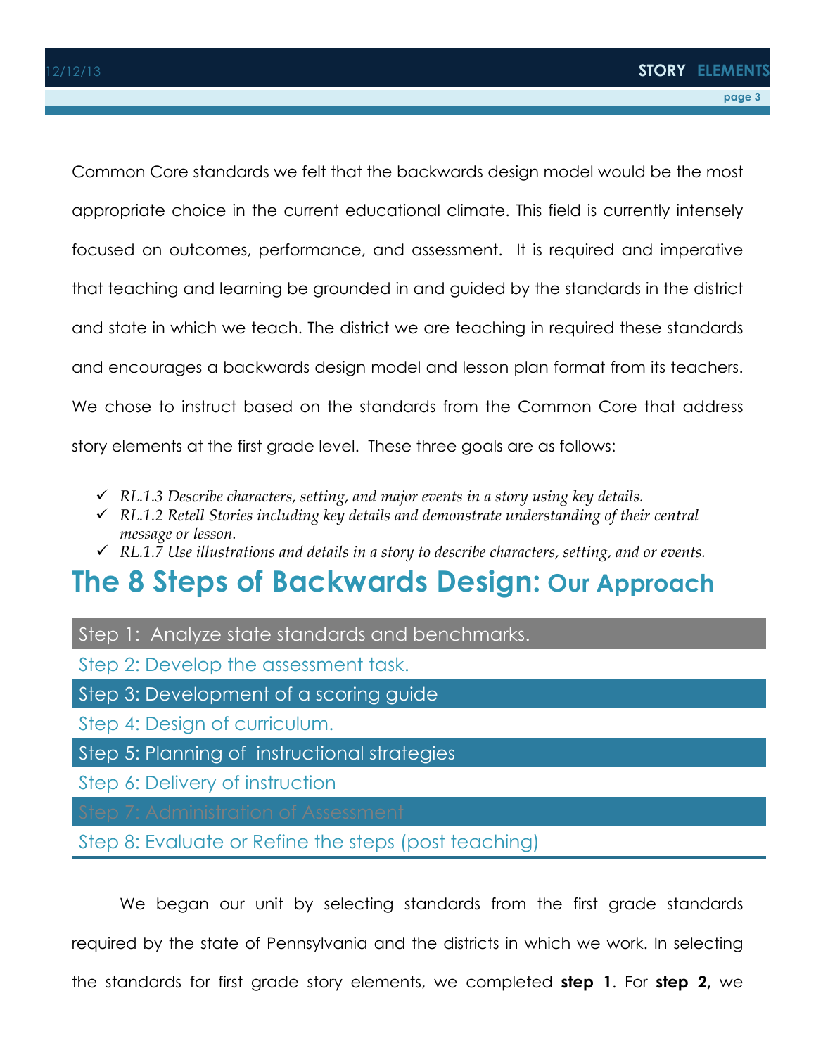Common Core standards we felt that the backwards design model would be the most appropriate choice in the current educational climate. This field is currently intensely focused on outcomes, performance, and assessment. It is required and imperative that teaching and learning be grounded in and guided by the standards in the district and state in which we teach. The district we are teaching in required these standards and encourages a backwards design model and lesson plan format from its teachers. We chose to instruct based on the standards from the Common Core that address story elements at the first grade level. These three goals are as follows:

- ✓ *RL.1.3 Describe characters, setting, and major events in a story using key details.*
- ✓ *RL.1.2 Retell Stories including key details and demonstrate understanding of their central message or lesson.*
- ✓ *RL.1.7 Use illustrations and details in a story to describe characters, setting, and or events.*

## The 8 Steps of Backwards Design: Our Approach

- Step 1: Analyze state standards and benchmarks.
- Step 2: Develop the assessment task.
- Step 3: Development of a scoring guide
- Step 4: Design of curriculum.
- Step 5: Planning of instructional strategies
- Step 6: Delivery of instruction
- Step 7: Administration of Assessment
- Step 8: Evaluate or Refine the steps (post teaching)

We began our unit by selecting standards from the first grade standards required by the state of Pennsylvania and the districts in which we work. In selecting the standards for first grade story elements, we completed **step 1**. For **step 2,** we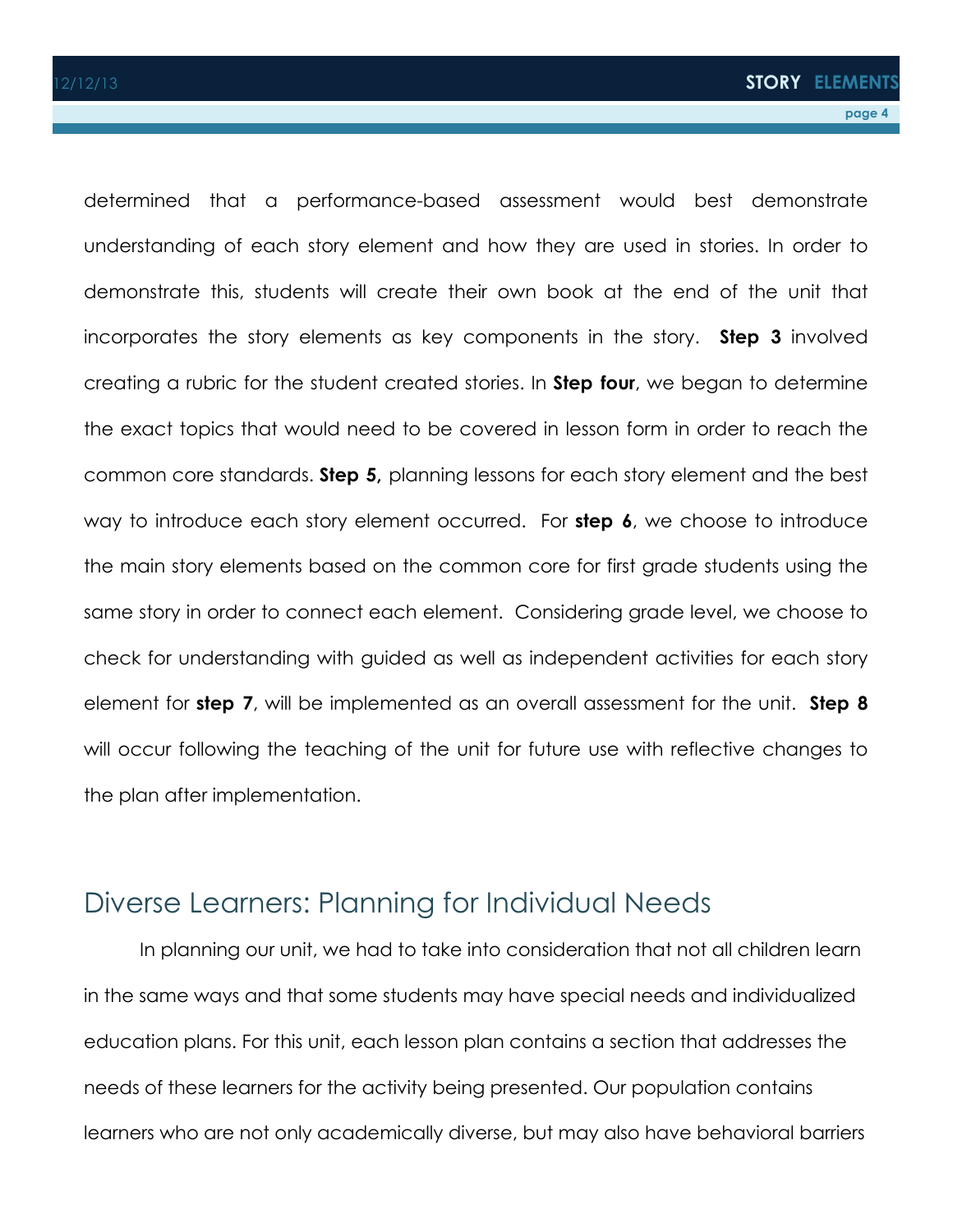determined that a performance-based assessment would best demonstrate understanding of each story element and how they are used in stories. In order to demonstrate this, students will create their own book at the end of the unit that incorporates the story elements as key components in the story. **Step 3** involved creating a rubric for the student created stories. In **Step four**, we began to determine the exact topics that would need to be covered in lesson form in order to reach the common core standards. **Step 5,** planning lessons for each story element and the best way to introduce each story element occurred. For **step 6**, we choose to introduce the main story elements based on the common core for first grade students using the same story in order to connect each element. Considering grade level, we choose to check for understanding with guided as well as independent activities for each story element for **step 7**, will be implemented as an overall assessment for the unit. **Step 8** will occur following the teaching of the unit for future use with reflective changes to the plan after implementation.

## Diverse Learners: Planning for Individual Needs

In planning our unit, we had to take into consideration that not all children learn in the same ways and that some students may have special needs and individualized education plans. For this unit, each lesson plan contains a section that addresses the needs of these learners for the activity being presented. Our population contains learners who are not only academically diverse, but may also have behavioral barriers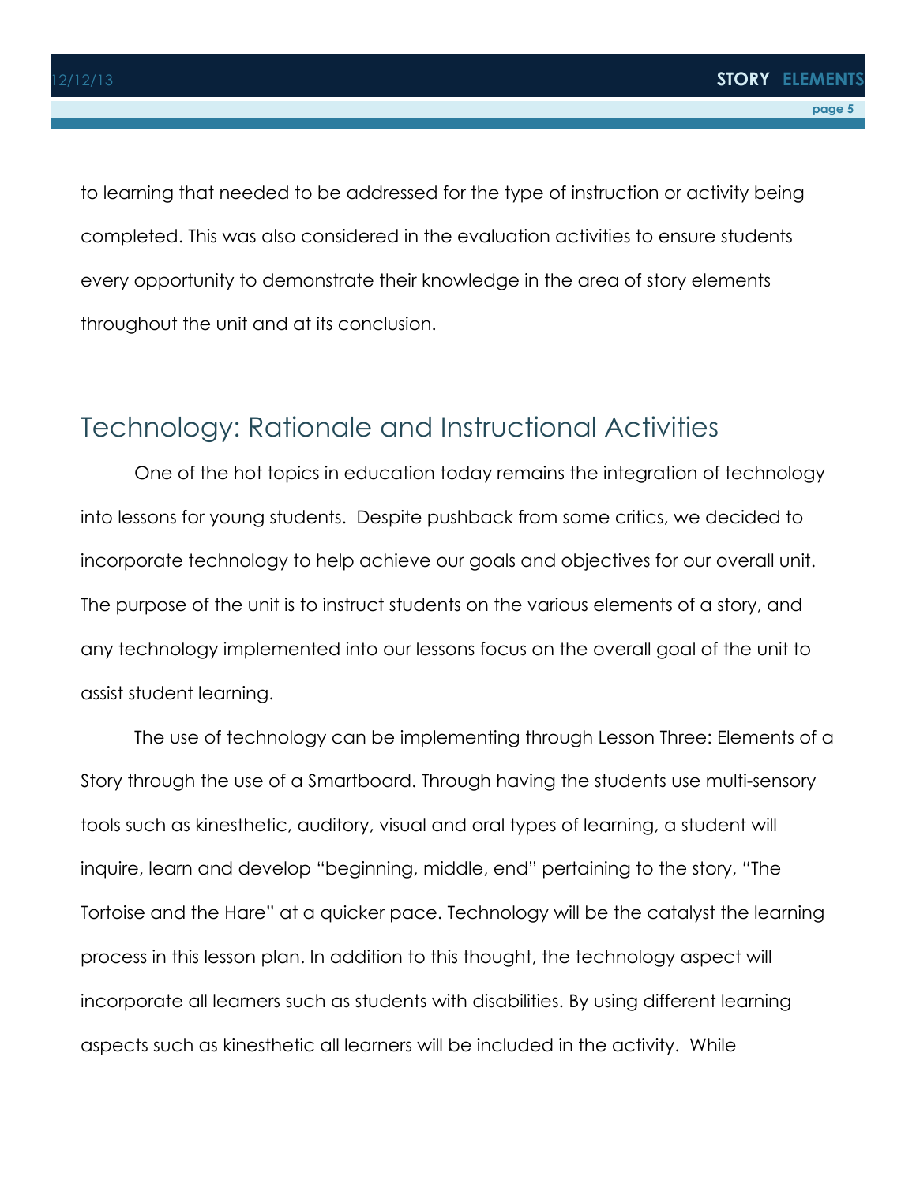to learning that needed to be addressed for the type of instruction or activity being completed. This was also considered in the evaluation activities to ensure students every opportunity to demonstrate their knowledge in the area of story elements throughout the unit and at its conclusion.

## Technology: Rationale and Instructional Activities

One of the hot topics in education today remains the integration of technology into lessons for young students. Despite pushback from some critics, we decided to incorporate technology to help achieve our goals and objectives for our overall unit. The purpose of the unit is to instruct students on the various elements of a story, and any technology implemented into our lessons focus on the overall goal of the unit to assist student learning.

The use of technology can be implementing through Lesson Three: Elements of a Story through the use of a Smartboard. Through having the students use multi-sensory tools such as kinesthetic, auditory, visual and oral types of learning, a student will inquire, learn and develop "beginning, middle, end" pertaining to the story, "The Tortoise and the Hare" at a quicker pace. Technology will be the catalyst the learning process in this lesson plan. In addition to this thought, the technology aspect will incorporate all learners such as students with disabilities. By using different learning aspects such as kinesthetic all learners will be included in the activity. While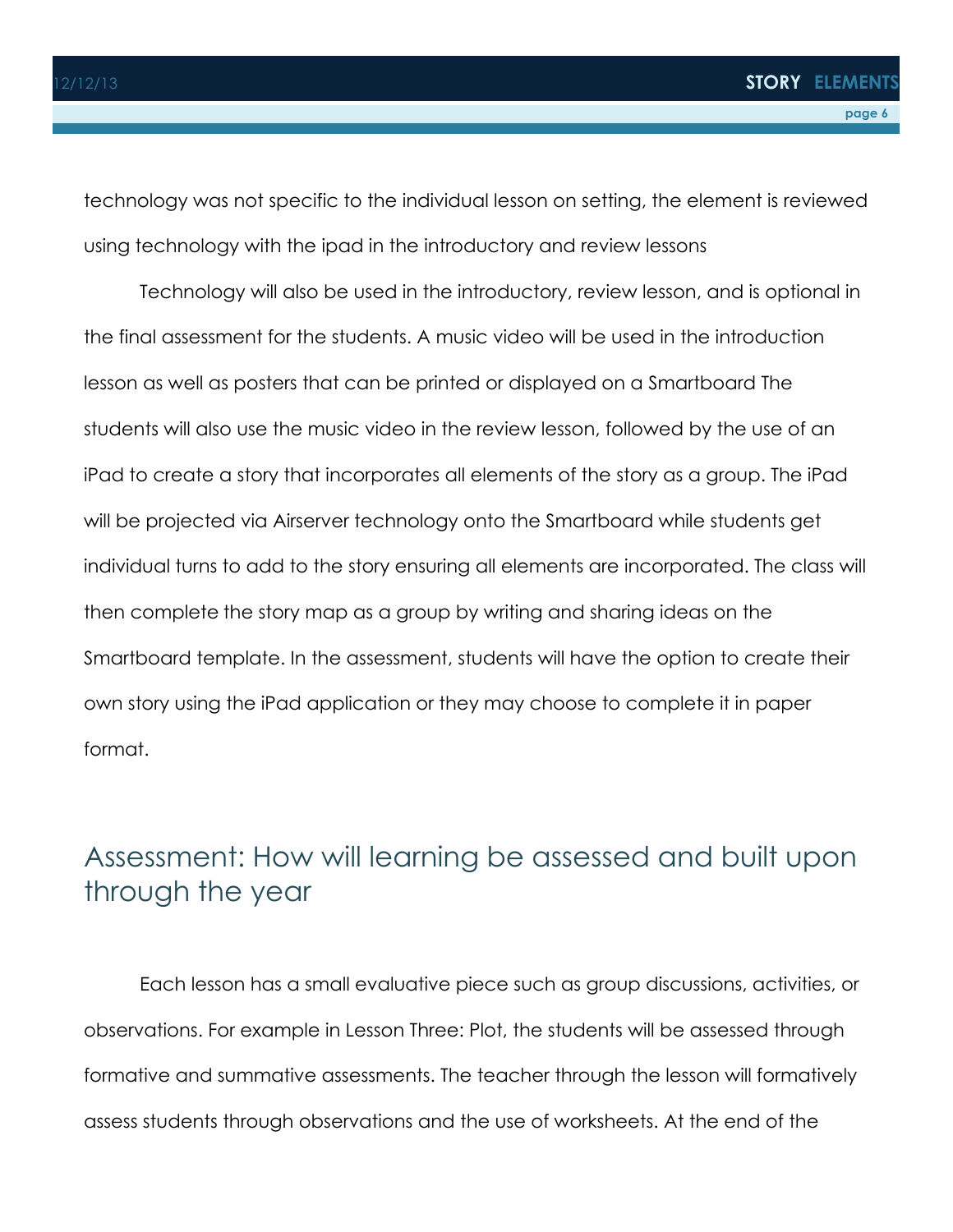technology was not specific to the individual lesson on setting, the element is reviewed using technology with the ipad in the introductory and review lessons

Technology will also be used in the introductory, review lesson, and is optional in the final assessment for the students. A music video will be used in the introduction lesson as well as posters that can be printed or displayed on a Smartboard The students will also use the music video in the review lesson, followed by the use of an iPad to create a story that incorporates all elements of the story as a group. The iPad will be projected via Airserver technology onto the Smartboard while students get individual turns to add to the story ensuring all elements are incorporated. The class will then complete the story map as a group by writing and sharing ideas on the Smartboard template. In the assessment, students will have the option to create their own story using the iPad application or they may choose to complete it in paper format.

## Assessment: How will learning be assessed and built upon through the year

Each lesson has a small evaluative piece such as group discussions, activities, or observations. For example in Lesson Three: Plot, the students will be assessed through formative and summative assessments. The teacher through the lesson will formatively assess students through observations and the use of worksheets. At the end of the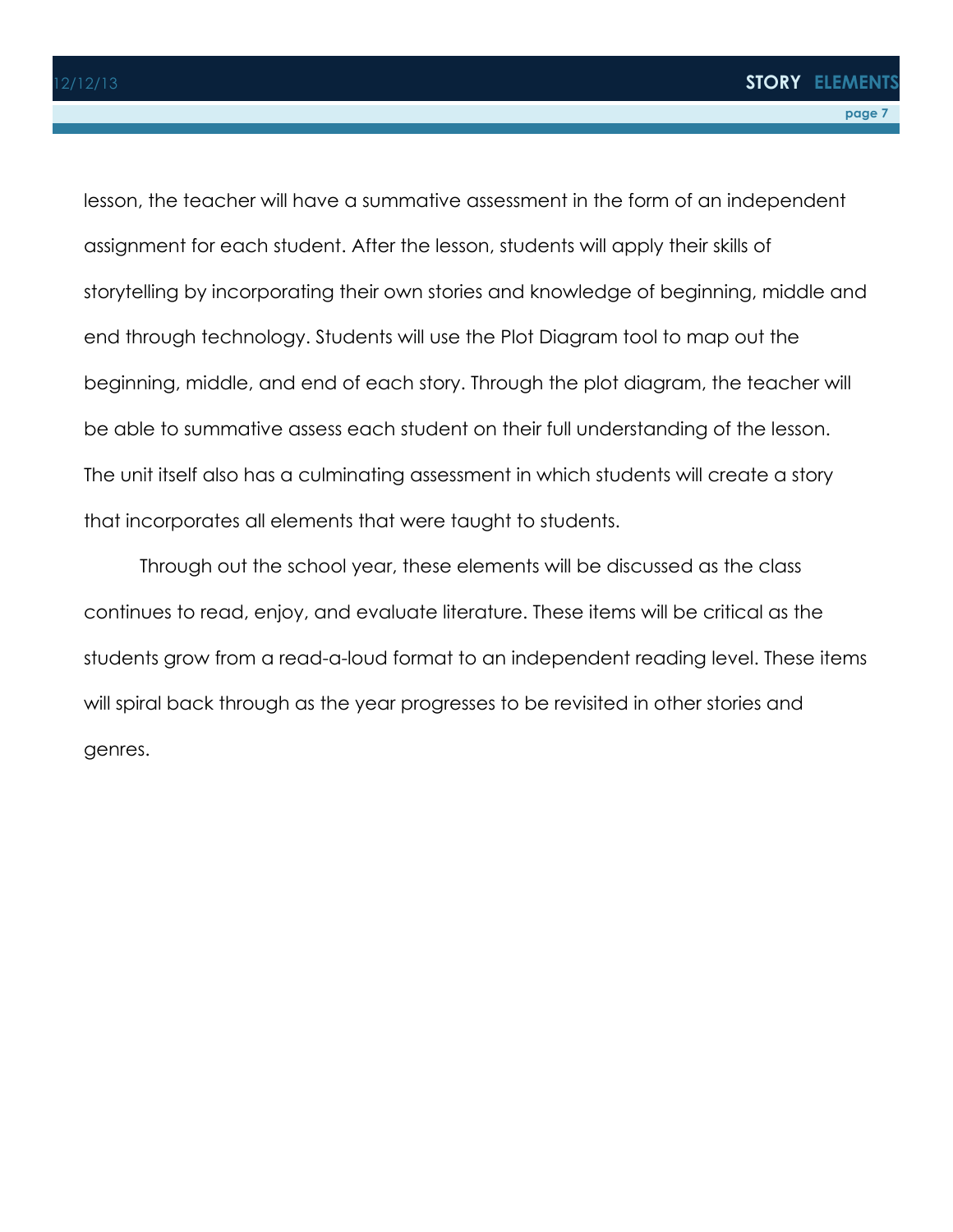lesson, the teacher will have a summative assessment in the form of an independent assignment for each student. After the lesson, students will apply their skills of storytelling by incorporating their own stories and knowledge of beginning, middle and end through technology. Students will use the Plot Diagram tool to map out the beginning, middle, and end of each story. Through the plot diagram, the teacher will be able to summative assess each student on their full understanding of the lesson. The unit itself also has a culminating assessment in which students will create a story that incorporates all elements that were taught to students.

Through out the school year, these elements will be discussed as the class continues to read, enjoy, and evaluate literature. These items will be critical as the students grow from a read-a-loud format to an independent reading level. These items will spiral back through as the year progresses to be revisited in other stories and genres.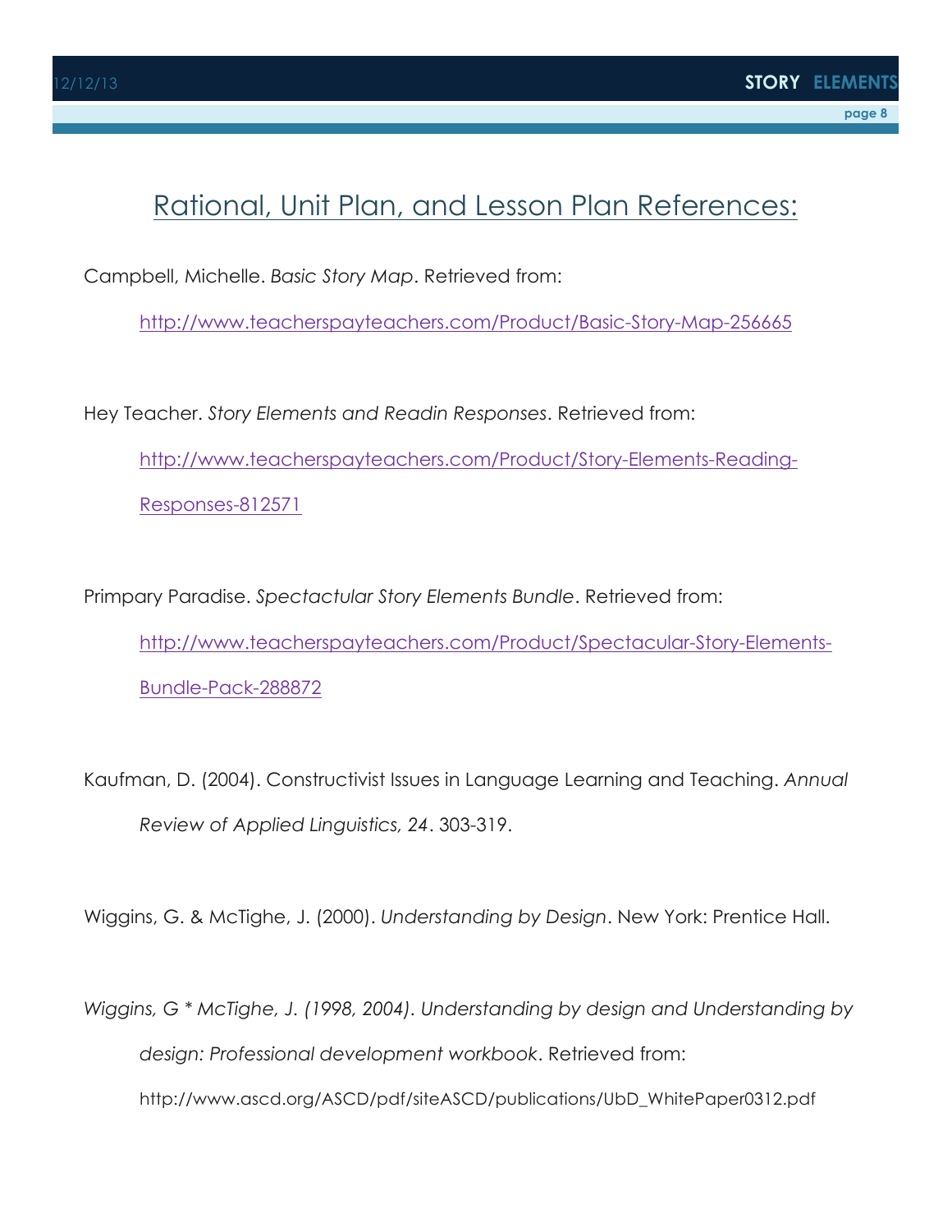# Rational, Unit Plan, and Lesson Plan References:

Campbell, Michelle. *Basic Story Map*. Retrieved from:

http://www.teacherspayteachers.com/Product/Basic-Story-Map-256665

Hey Teacher. *Story Elements and Readin Responses*. Retrieved from:

http://www.teacherspayteachers.com/Product/Story-Elements-Reading-Responses-812571

Primpary Paradise. *Spectactular Story Elements Bundle*. Retrieved from:

http://www.teacherspayteachers.com/Product/Spectacular-Story-Elements-Bundle-Pack-288872

Kaufman, D. (2004). Constructivist Issues in Language Learning and Teaching. *Annual Review of Applied Linguistics, 24*. 303-319.

Wiggins, G. & McTighe, J. (2000). *Understanding by Design*. New York: Prentice Hall.

*Wiggins, G * McTighe, J. (1998, 2004). Understanding by design and Understanding by design: Professional development workbook*. Retrieved from: http://www.ascd.org/ASCD/pdf/siteASCD/publications/UbD_WhitePaper0312.pdf